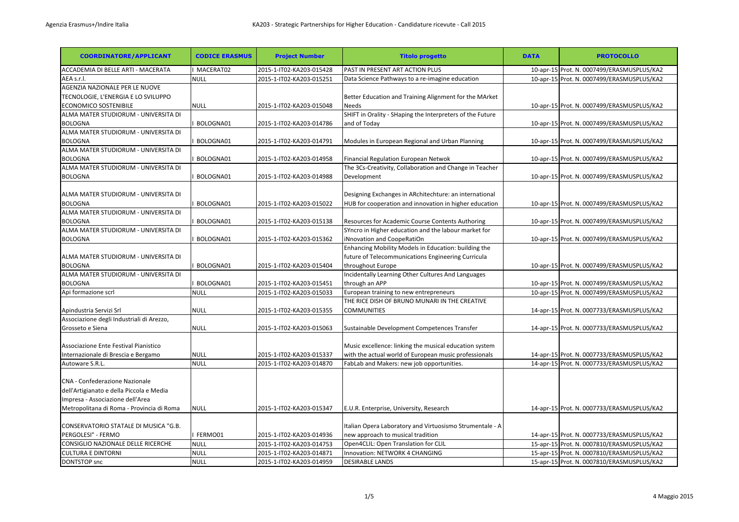| COORDINATORE/APPLICANT | CODICE ERASMUS | Project Number | Titolo progetto | DATA | PROTOCOLLO |
|---|---|---|---|---|---|
| ACCADEMIA DI BELLE ARTI - MACERATA | I MACERAT02 | 2015-1-IT02-KA203-015428 | PAST IN PRESENT ART ACTION PLUS | 10-apr-15 | Prot. N. 0007499/ERASMUSPLUS/KA2 |
| AEA s.r.l. | NULL | 2015-1-IT02-KA203-015251 | Data Science Pathways to a re-imagine education | 10-apr-15 | Prot. N. 0007499/ERASMUSPLUS/KA2 |
| AGENZIA NAZIONALE PER LE NUOVE TECNOLOGIE, L'ENERGIA E LO SVILUPPO ECONOMICO SOSTENIBILE | NULL | 2015-1-IT02-KA203-015048 | Better Education and Training Alignment for the MArket Needs | 10-apr-15 | Prot. N. 0007499/ERASMUSPLUS/KA2 |
| ALMA MATER STUDIORUM - UNIVERSITA DI BOLOGNA | I BOLOGNA01 | 2015-1-IT02-KA203-014786 | SHIFT in Orality - SHaping the Interpreters of the Future and of Today | 10-apr-15 | Prot. N. 0007499/ERASMUSPLUS/KA2 |
| ALMA MATER STUDIORUM - UNIVERSITA DI BOLOGNA | I BOLOGNA01 | 2015-1-IT02-KA203-014791 | Modules in European Regional and Urban Planning | 10-apr-15 | Prot. N. 0007499/ERASMUSPLUS/KA2 |
| ALMA MATER STUDIORUM - UNIVERSITA DI BOLOGNA | I BOLOGNA01 | 2015-1-IT02-KA203-014958 | Financial Regulation European Netwok | 10-apr-15 | Prot. N. 0007499/ERASMUSPLUS/KA2 |
| ALMA MATER STUDIORUM - UNIVERSITA DI BOLOGNA | I BOLOGNA01 | 2015-1-IT02-KA203-014988 | The 3Cs-Creativity, Collaboration and Change in Teacher Development | 10-apr-15 | Prot. N. 0007499/ERASMUSPLUS/KA2 |
| ALMA MATER STUDIORUM - UNIVERSITA DI BOLOGNA | I BOLOGNA01 | 2015-1-IT02-KA203-015022 | Designing Exchanges in ARchitechture: an international HUB for cooperation and innovation in higher education | 10-apr-15 | Prot. N. 0007499/ERASMUSPLUS/KA2 |
| ALMA MATER STUDIORUM - UNIVERSITA DI BOLOGNA | I BOLOGNA01 | 2015-1-IT02-KA203-015138 | Resources for Academic Course Contents Authoring | 10-apr-15 | Prot. N. 0007499/ERASMUSPLUS/KA2 |
| ALMA MATER STUDIORUM - UNIVERSITA DI BOLOGNA | I BOLOGNA01 | 2015-1-IT02-KA203-015362 | SYncro in Higher education and the labour market for iNnovation and CoopeRatiOn | 10-apr-15 | Prot. N. 0007499/ERASMUSPLUS/KA2 |
| ALMA MATER STUDIORUM - UNIVERSITA DI BOLOGNA | I BOLOGNA01 | 2015-1-IT02-KA203-015404 | Enhancing Mobility Models in Education: building the future of Telecommunications Engineering Curricula throughout Europe | 10-apr-15 | Prot. N. 0007499/ERASMUSPLUS/KA2 |
| ALMA MATER STUDIORUM - UNIVERSITA DI BOLOGNA | I BOLOGNA01 | 2015-1-IT02-KA203-015451 | Incidentally Learning Other Cultures And Languages through an APP | 10-apr-15 | Prot. N. 0007499/ERASMUSPLUS/KA2 |
| Api formazione scrl | NULL | 2015-1-IT02-KA203-015033 | European training to new entrepreneurs | 10-apr-15 | Prot. N. 0007499/ERASMUSPLUS/KA2 |
| Apindustria Servizi Srl | NULL | 2015-1-IT02-KA203-015355 | THE RICE DISH OF BRUNO MUNARI IN THE CREATIVE COMMUNITIES | 14-apr-15 | Prot. N. 0007733/ERASMUSPLUS/KA2 |
| Associazione degli Industriali di Arezzo, Grosseto e Siena | NULL | 2015-1-IT02-KA203-015063 | Sustainable Development Competences Transfer | 14-apr-15 | Prot. N. 0007733/ERASMUSPLUS/KA2 |
| Associazione Ente Festival Pianistico Internazionale di Brescia e Bergamo | NULL | 2015-1-IT02-KA203-015337 | Music excellence: linking the musical education system with the actual world of European music professionals | 14-apr-15 | Prot. N. 0007733/ERASMUSPLUS/KA2 |
| Autoware S.R.L. | NULL | 2015-1-IT02-KA203-014870 | FabLab and Makers: new job opportunities. | 14-apr-15 | Prot. N. 0007733/ERASMUSPLUS/KA2 |
| CNA - Confederazione Nazionale dell'Artigianato e della Piccola e Media Impresa - Associazione dell'Area Metropolitana di Roma - Provincia di Roma | NULL | 2015-1-IT02-KA203-015347 | E.U.R. Enterprise, University, Research | 14-apr-15 | Prot. N. 0007733/ERASMUSPLUS/KA2 |
| CONSERVATORIO STATALE DI MUSICA "G.B. PERGOLESI" - FERMO | I FERMO01 | 2015-1-IT02-KA203-014936 | Italian Opera Laboratory and Virtuosismo Strumentale - A new approach to musical tradition | 14-apr-15 | Prot. N. 0007733/ERASMUSPLUS/KA2 |
| CONSIGLIO NAZIONALE DELLE RICERCHE | NULL | 2015-1-IT02-KA203-014753 | Open4CLIL: Open Translation for CLIL | 15-apr-15 | Prot. N. 0007810/ERASMUSPLUS/KA2 |
| CULTURA E DINTORNI | NULL | 2015-1-IT02-KA203-014871 | Innovation: NETWORK 4 CHANGING | 15-apr-15 | Prot. N. 0007810/ERASMUSPLUS/KA2 |
| DONTSTOP snc | NULL | 2015-1-IT02-KA203-014959 | DESIRABLE LANDS | 15-apr-15 | Prot. N. 0007810/ERASMUSPLUS/KA2 |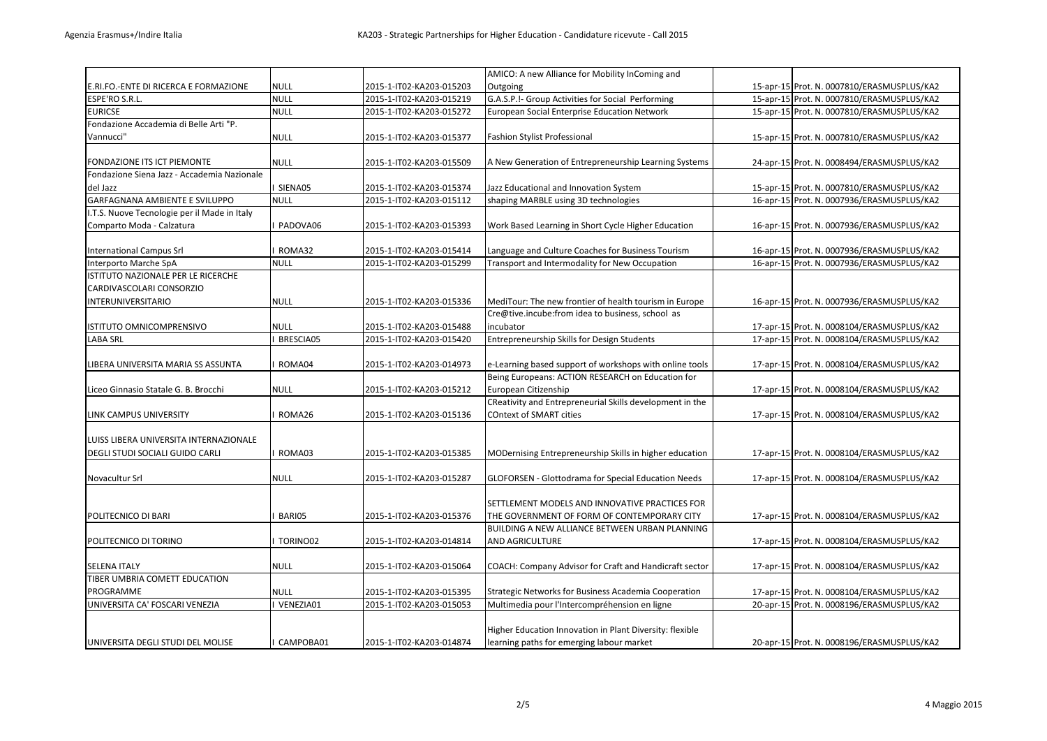| | | | | | |
|---|---|---|---|---|---|
| E.RI.FO.-ENTE DI RICERCA E FORMAZIONE | NULL | 2015-1-IT02-KA203-015203 | AMICO: A new Alliance for Mobility InComing and Outgoing | 15-apr-15 | Prot. N. 0007810/ERASMUSPLUS/KA2 |
| ESPE'RO S.R.L. | NULL | 2015-1-IT02-KA203-015219 | G.A.S.P.!- Group Activities for Social Performing | 15-apr-15 | Prot. N. 0007810/ERASMUSPLUS/KA2 |
| EURICSE | NULL | 2015-1-IT02-KA203-015272 | European Social Enterprise Education Network | 15-apr-15 | Prot. N. 0007810/ERASMUSPLUS/KA2 |
| Fondazione Accademia di Belle Arti "P. Vannucci" | NULL | 2015-1-IT02-KA203-015377 | Fashion Stylist Professional | 15-apr-15 | Prot. N. 0007810/ERASMUSPLUS/KA2 |
| FONDAZIONE ITS ICT PIEMONTE | NULL | 2015-1-IT02-KA203-015509 | A New Generation of Entrepreneurship Learning Systems | 24-apr-15 | Prot. N. 0008494/ERASMUSPLUS/KA2 |
| Fondazione Siena Jazz - Accademia Nazionale del Jazz | I SIENA05 | 2015-1-IT02-KA203-015374 | Jazz Educational and Innovation System | 15-apr-15 | Prot. N. 0007810/ERASMUSPLUS/KA2 |
| GARFAGNANA AMBIENTE E SVILUPPO | NULL | 2015-1-IT02-KA203-015112 | shaping MARBLE using 3D technologies | 16-apr-15 | Prot. N. 0007936/ERASMUSPLUS/KA2 |
| I.T.S. Nuove Tecnologie per il Made in Italy Comparto Moda - Calzatura | I PADOVA06 | 2015-1-IT02-KA203-015393 | Work Based Learning in Short Cycle Higher Education | 16-apr-15 | Prot. N. 0007936/ERASMUSPLUS/KA2 |
| International Campus Srl | I ROMA32 | 2015-1-IT02-KA203-015414 | Language and Culture Coaches for Business Tourism | 16-apr-15 | Prot. N. 0007936/ERASMUSPLUS/KA2 |
| Interporto Marche SpA | NULL | 2015-1-IT02-KA203-015299 | Transport and Intermodality for New Occupation | 16-apr-15 | Prot. N. 0007936/ERASMUSPLUS/KA2 |
| ISTITUTO NAZIONALE PER LE RICERCHE CARDIVASCOLARI CONSORZIO INTERUNIVERSITARIO | NULL | 2015-1-IT02-KA203-015336 | MediTour: The new frontier of health tourism in Europe | 16-apr-15 | Prot. N. 0007936/ERASMUSPLUS/KA2 |
| ISTITUTO OMNICOMPRENSIVO | NULL | 2015-1-IT02-KA203-015488 | Cre@tive.incube:from idea to business, school as incubator | 17-apr-15 | Prot. N. 0008104/ERASMUSPLUS/KA2 |
| LABA SRL | I BRESCIA05 | 2015-1-IT02-KA203-015420 | Entrepreneurship Skills for Design Students | 17-apr-15 | Prot. N. 0008104/ERASMUSPLUS/KA2 |
| LIBERA UNIVERSITA MARIA SS ASSUNTA | I ROMA04 | 2015-1-IT02-KA203-014973 | e-Learning based support of workshops with online tools | 17-apr-15 | Prot. N. 0008104/ERASMUSPLUS/KA2 |
| Liceo Ginnasio Statale G. B. Brocchi | NULL | 2015-1-IT02-KA203-015212 | Being Europeans: ACTION RESEARCH on Education for European Citizenship | 17-apr-15 | Prot. N. 0008104/ERASMUSPLUS/KA2 |
| LINK CAMPUS UNIVERSITY | I ROMA26 | 2015-1-IT02-KA203-015136 | CReativity and Entrepreneurial Skills development in the COntext of SMART cities | 17-apr-15 | Prot. N. 0008104/ERASMUSPLUS/KA2 |
| LUISS LIBERA UNIVERSITA INTERNAZIONALE DEGLI STUDI SOCIALI GUIDO CARLI | I ROMA03 | 2015-1-IT02-KA203-015385 | MODernising Entrepreneurship Skills in higher education | 17-apr-15 | Prot. N. 0008104/ERASMUSPLUS/KA2 |
| Novacultur Srl | NULL | 2015-1-IT02-KA203-015287 | GLOFORSEN - Glottodrama for Special Education Needs | 17-apr-15 | Prot. N. 0008104/ERASMUSPLUS/KA2 |
| POLITECNICO DI BARI | I BARI05 | 2015-1-IT02-KA203-015376 | SETTLEMENT MODELS AND INNOVATIVE PRACTICES FOR THE GOVERNMENT OF FORM OF CONTEMPORARY CITY | 17-apr-15 | Prot. N. 0008104/ERASMUSPLUS/KA2 |
| POLITECNICO DI TORINO | I TORINO02 | 2015-1-IT02-KA203-014814 | BUILDING A NEW ALLIANCE BETWEEN URBAN PLANNING AND AGRICULTURE | 17-apr-15 | Prot. N. 0008104/ERASMUSPLUS/KA2 |
| SELENA ITALY | NULL | 2015-1-IT02-KA203-015064 | COACH: Company Advisor for Craft and Handicraft sector | 17-apr-15 | Prot. N. 0008104/ERASMUSPLUS/KA2 |
| TIBER UMBRIA COMETT EDUCATION PROGRAMME | NULL | 2015-1-IT02-KA203-015395 | Strategic Networks for Business Academia Cooperation | 17-apr-15 | Prot. N. 0008104/ERASMUSPLUS/KA2 |
| UNIVERSITA CA' FOSCARI VENEZIA | I VENEZIA01 | 2015-1-IT02-KA203-015053 | Multimedia pour l'Intercompréhension en ligne | 20-apr-15 | Prot. N. 0008196/ERASMUSPLUS/KA2 |
| UNIVERSITA DEGLI STUDI DEL MOLISE | I CAMPOBA01 | 2015-1-IT02-KA203-014874 | Higher Education Innovation in Plant Diversity: flexible learning paths for emerging labour market | 20-apr-15 | Prot. N. 0008196/ERASMUSPLUS/KA2 |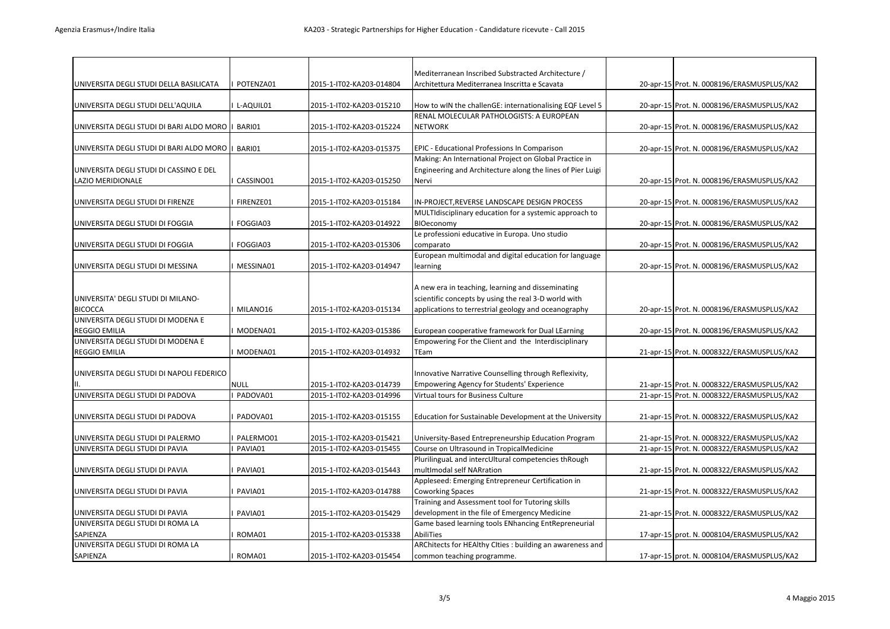| | | | | | |
|---|---|---|---|---|---|
| UNIVERSITA DEGLI STUDI DELLA BASILICATA | I POTENZA01 | 2015-1-IT02-KA203-014804 | Mediterranean Inscribed Substracted Architecture / Architettura Mediterranea Inscritta e Scavata | 20-apr-15 | Prot. N. 0008196/ERASMUSPLUS/KA2 |
| UNIVERSITA DEGLI STUDI DELL'AQUILA | I L-AQUIL01 | 2015-1-IT02-KA203-015210 | How to wIN the challenGE: internationalising EQF Level 5 | 20-apr-15 | Prot. N. 0008196/ERASMUSPLUS/KA2 |
| UNIVERSITA DEGLI STUDI DI BARI ALDO MORO | I BARI01 | 2015-1-IT02-KA203-015224 | RENAL MOLECULAR PATHOLOGISTS: A EUROPEAN NETWORK | 20-apr-15 | Prot. N. 0008196/ERASMUSPLUS/KA2 |
| UNIVERSITA DEGLI STUDI DI BARI ALDO MORO | I BARI01 | 2015-1-IT02-KA203-015375 | EPIC - Educational Professions In Comparison | 20-apr-15 | Prot. N. 0008196/ERASMUSPLUS/KA2 |
| UNIVERSITA DEGLI STUDI DI CASSINO E DEL LAZIO MERIDIONALE | I CASSINO01 | 2015-1-IT02-KA203-015250 | Making: An International Project on Global Practice in Engineering and Architecture along the lines of Pier Luigi Nervi | 20-apr-15 | Prot. N. 0008196/ERASMUSPLUS/KA2 |
| UNIVERSITA DEGLI STUDI DI FIRENZE | I FIRENZE01 | 2015-1-IT02-KA203-015184 | IN-PROJECT,REVERSE LANDSCAPE DESIGN PROCESS | 20-apr-15 | Prot. N. 0008196/ERASMUSPLUS/KA2 |
| UNIVERSITA DEGLI STUDI DI FOGGIA | I FOGGIA03 | 2015-1-IT02-KA203-014922 | MULTIdisciplinary education for a systemic approach to BIOeconomy | 20-apr-15 | Prot. N. 0008196/ERASMUSPLUS/KA2 |
| UNIVERSITA DEGLI STUDI DI FOGGIA | I FOGGIA03 | 2015-1-IT02-KA203-015306 | Le professioni educative in Europa. Uno studio comparato | 20-apr-15 | Prot. N. 0008196/ERASMUSPLUS/KA2 |
| UNIVERSITA DEGLI STUDI DI MESSINA | I MESSINA01 | 2015-1-IT02-KA203-014947 | European multimodal and digital education for language learning | 20-apr-15 | Prot. N. 0008196/ERASMUSPLUS/KA2 |
| UNIVERSITA' DEGLI STUDI DI MILANO-BICOCCA | I MILANO16 | 2015-1-IT02-KA203-015134 | A new era in teaching, learning and disseminating scientific concepts by using the real 3-D world with applications to terrestrial geology and oceanography | 20-apr-15 | Prot. N. 0008196/ERASMUSPLUS/KA2 |
| UNIVERSITA DEGLI STUDI DI MODENA E REGGIO EMILIA | I MODENA01 | 2015-1-IT02-KA203-015386 | European cooperative framework for Dual LEarning | 20-apr-15 | Prot. N. 0008196/ERASMUSPLUS/KA2 |
| UNIVERSITA DEGLI STUDI DI MODENA E REGGIO EMILIA | I MODENA01 | 2015-1-IT02-KA203-014932 | Empowering For the Client and the Interdisciplinary TEam | 21-apr-15 | Prot. N. 0008322/ERASMUSPLUS/KA2 |
| UNIVERSITA DEGLI STUDI DI NAPOLI FEDERICO II. | NULL | 2015-1-IT02-KA203-014739 | Innovative Narrative Counselling through Reflexivity, Empowering Agency for Students' Experience | 21-apr-15 | Prot. N. 0008322/ERASMUSPLUS/KA2 |
| UNIVERSITA DEGLI STUDI DI PADOVA | I PADOVA01 | 2015-1-IT02-KA203-014996 | Virtual tours for Business Culture | 21-apr-15 | Prot. N. 0008322/ERASMUSPLUS/KA2 |
| UNIVERSITA DEGLI STUDI DI PADOVA | I PADOVA01 | 2015-1-IT02-KA203-015155 | Education for Sustainable Development at the University | 21-apr-15 | Prot. N. 0008322/ERASMUSPLUS/KA2 |
| UNIVERSITA DEGLI STUDI DI PALERMO | I PALERMO01 | 2015-1-IT02-KA203-015421 | University-Based Entrepreneurship Education Program | 21-apr-15 | Prot. N. 0008322/ERASMUSPLUS/KA2 |
| UNIVERSITA DEGLI STUDI DI PAVIA | I PAVIA01 | 2015-1-IT02-KA203-015455 | Course on Ultrasound in TropicalMedicine | 21-apr-15 | Prot. N. 0008322/ERASMUSPLUS/KA2 |
| UNIVERSITA DEGLI STUDI DI PAVIA | I PAVIA01 | 2015-1-IT02-KA203-015443 | PlurilinguaL and intercUltural competencies thRough multImodal self NARration | 21-apr-15 | Prot. N. 0008322/ERASMUSPLUS/KA2 |
| UNIVERSITA DEGLI STUDI DI PAVIA | I PAVIA01 | 2015-1-IT02-KA203-014788 | Appleseed: Emerging Entrepreneur Certification in Coworking Spaces | 21-apr-15 | Prot. N. 0008322/ERASMUSPLUS/KA2 |
| UNIVERSITA DEGLI STUDI DI PAVIA | I PAVIA01 | 2015-1-IT02-KA203-015429 | Training and Assessment tool for Tutoring skills development in the file of Emergency Medicine | 21-apr-15 | Prot. N. 0008322/ERASMUSPLUS/KA2 |
| UNIVERSITA DEGLI STUDI DI ROMA LA SAPIENZA | I ROMA01 | 2015-1-IT02-KA203-015338 | Game based learning tools ENhancing EntRepreneurial AbiliTies | 17-apr-15 | prot. N. 0008104/ERASMUSPLUS/KA2 |
| UNIVERSITA DEGLI STUDI DI ROMA LA SAPIENZA | I ROMA01 | 2015-1-IT02-KA203-015454 | ARChitects for HEAlthy CIties : building an awareness and common teaching programme. | 17-apr-15 | prot. N. 0008104/ERASMUSPLUS/KA2 |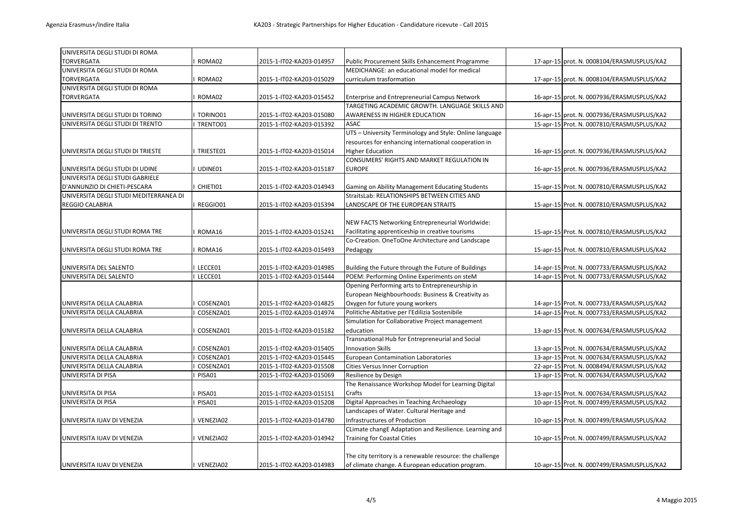| | | | | | |
|---|---|---|---|---|---|
| UNIVERSITA DEGLI STUDI DI ROMA TORVERGATA | I ROMA02 | 2015-1-IT02-KA203-014957 | Public Procurement Skills Enhancement Programme | 17-apr-15 | prot. N. 0008104/ERASMUSPLUS/KA2 |
| UNIVERSITA DEGLI STUDI DI ROMA TORVERGATA | I ROMA02 | 2015-1-IT02-KA203-015029 | MEDICHANGE: an educational model for medical curriculum trasformation | 17-apr-15 | prot. N. 0008104/ERASMUSPLUS/KA2 |
| UNIVERSITA DEGLI STUDI DI ROMA TORVERGATA | I ROMA02 | 2015-1-IT02-KA203-015452 | Enterprise and Entrepreneurial Campus Network | 16-apr-15 | prot. N. 0007936/ERASMUSPLUS/KA2 |
| UNIVERSITA DEGLI STUDI DI TORINO | I TORINO01 | 2015-1-IT02-KA203-015080 | TARGETING ACADEMIC GROWTH. LANGUAGE SKILLS AND AWARENESS IN HIGHER EDUCATION | 16-apr-15 | prot. N. 0007936/ERASMUSPLUS/KA2 |
| UNIVERSITA DEGLI STUDI DI TRENTO | I TRENTO01 | 2015-1-IT02-KA203-015392 | ASAC | 15-apr-15 | Prot. N. 0007810/ERASMUSPLUS/KA2 |
| UNIVERSITA DEGLI STUDI DI TRIESTE | I TRIESTE01 | 2015-1-IT02-KA203-015014 | UTS – University Terminology and Style: Online language resources for enhancing international cooperation in Higher Education | 16-apr-15 | prot. N. 0007936/ERASMUSPLUS/KA2 |
| UNIVERSITA DEGLI STUDI DI UDINE | I UDINE01 | 2015-1-IT02-KA203-015187 | CONSUMERS' RIGHTS AND MARKET REGULATION IN EUROPE | 16-apr-15 | prot. N. 0007936/ERASMUSPLUS/KA2 |
| UNIVERSITA DEGLI STUDI GABRIELE D'ANNUNZIO DI CHIETI-PESCARA | I CHIETI01 | 2015-1-IT02-KA203-014943 | Gaming on Ability Management Educating Students | 15-apr-15 | Prot. N. 0007810/ERASMUSPLUS/KA2 |
| UNIVERSITA DEGLI STUDI MEDITERRANEA DI REGGIO CALABRIA | I REGGIO01 | 2015-1-IT02-KA203-015394 | StraitsLab: RELATIONSHIPS BETWEEN CITIES AND LANDSCAPE OF THE EUROPEAN STRAITS | 15-apr-15 | Prot. N. 0007810/ERASMUSPLUS/KA2 |
| UNIVERSITA DEGLI STUDI ROMA TRE | I ROMA16 | 2015-1-IT02-KA203-015241 | NEW FACTS Networking Entrepreneurial Worldwide: Facilitating apprenticeship in creative tourisms | 15-apr-15 | Prot. N. 0007810/ERASMUSPLUS/KA2 |
| UNIVERSITA DEGLI STUDI ROMA TRE | I ROMA16 | 2015-1-IT02-KA203-015493 | Co-Creation. OneToOne Architecture and Landscape Pedagogy | 15-apr-15 | Prot. N. 0007810/ERASMUSPLUS/KA2 |
| UNIVERSITA DEL SALENTO | I LECCE01 | 2015-1-IT02-KA203-014985 | Building the Future through the Future of Buildings | 14-apr-15 | Prot. N. 0007733/ERASMUSPLUS/KA2 |
| UNIVERSITA DEL SALENTO | I LECCE01 | 2015-1-IT02-KA203-015444 | POEM: Performing Online Experiments on steM | 14-apr-15 | Prot. N. 0007733/ERASMUSPLUS/KA2 |
| UNIVERSITA DELLA CALABRIA | I COSENZA01 | 2015-1-IT02-KA203-014825 | Opening Performing arts to Entrepreneurship in European Neighbourhoods: Business & Creativity as Oxygen for future young workers | 14-apr-15 | Prot. N. 0007733/ERASMUSPLUS/KA2 |
| UNIVERSITA DELLA CALABRIA | I COSENZA01 | 2015-1-IT02-KA203-014974 | Politiche Abitative per l'Edilizia Sostenibile | 14-apr-15 | Prot. N. 0007733/ERASMUSPLUS/KA2 |
| UNIVERSITA DELLA CALABRIA | I COSENZA01 | 2015-1-IT02-KA203-015182 | Simulation for Collaborative Project management education | 13-apr-15 | Prot. N. 0007634/ERASMUSPLUS/KA2 |
| UNIVERSITA DELLA CALABRIA | I COSENZA01 | 2015-1-IT02-KA203-015405 | Transnational Hub for Entrepreneurial and Social Innovation Skills | 13-apr-15 | Prot. N. 0007634/ERASMUSPLUS/KA2 |
| UNIVERSITA DELLA CALABRIA | I COSENZA01 | 2015-1-IT02-KA203-015445 | European Contamination Laboratories | 13-apr-15 | Prot. N. 0007634/ERASMUSPLUS/KA2 |
| UNIVERSITA DELLA CALABRIA | I COSENZA01 | 2015-1-IT02-KA203-015508 | Cities Versus Inner Corruption | 22-apr-15 | Prot. N. 0008494/ERASMUSPLUS/KA2 |
| UNIVERSITA DI PISA | I PISA01 | 2015-1-IT02-KA203-015069 | Resilience by Design | 13-apr-15 | Prot. N. 0007634/ERASMUSPLUS/KA2 |
| UNIVERSITA DI PISA | I PISA01 | 2015-1-IT02-KA203-015151 | The Renaissance Workshop Model for Learning Digital Crafts | 13-apr-15 | Prot. N. 0007634/ERASMUSPLUS/KA2 |
| UNIVERSITA DI PISA | I PISA01 | 2015-1-IT02-KA203-015208 | Digital Approaches in Teaching Archaeology | 10-apr-15 | Prot. N. 0007499/ERASMUSPLUS/KA2 |
| UNIVERSITA IUAV DI VENEZIA | I VENEZIA02 | 2015-1-IT02-KA203-014780 | Landscapes of Water. Cultural Heritage and Infrastructures of Production | 10-apr-15 | Prot. N. 0007499/ERASMUSPLUS/KA2 |
| UNIVERSITA IUAV DI VENEZIA | I VENEZIA02 | 2015-1-IT02-KA203-014942 | CLimate changE Adaptation and Resilience. Learning and Training for Coastal Cities | 10-apr-15 | Prot. N. 0007499/ERASMUSPLUS/KA2 |
| UNIVERSITA IUAV DI VENEZIA | I VENEZIA02 | 2015-1-IT02-KA203-014983 | The city territory is a renewable resource: the challenge of climate change. A European education program. | 10-apr-15 | Prot. N. 0007499/ERASMUSPLUS/KA2 |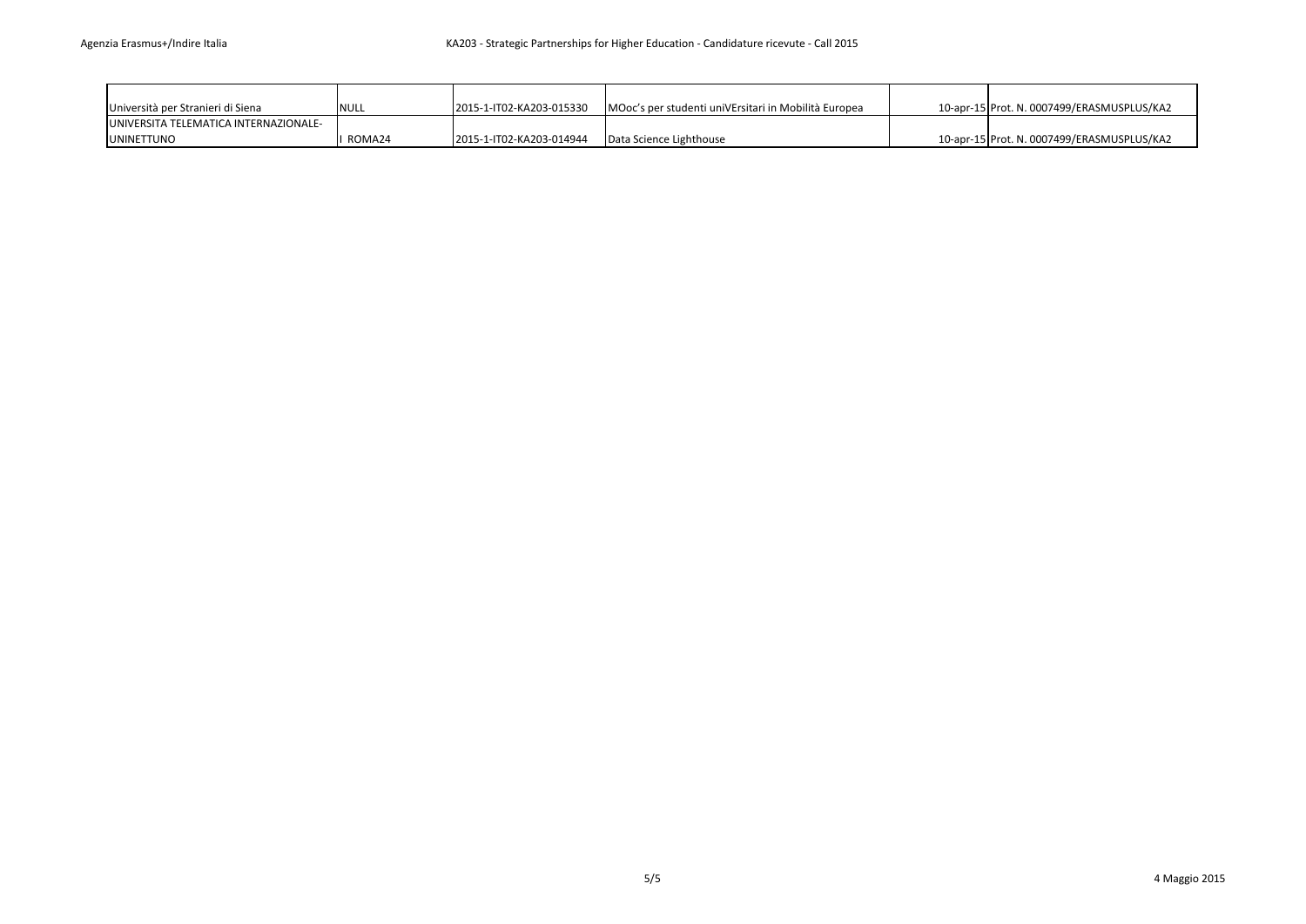| | | | | | | |
|---|---|---|---|---|---|---|
| Università per Stranieri di Siena | NULL | 2015-1-IT02-KA203-015330 | MOoc's per studenti uniVErsitari in Mobilità Europea | | 10-apr-15 | Prot. N. 0007499/ERASMUSPLUS/KA2 |
| UNIVERSITA TELEMATICA INTERNAZIONALE-UNINETTUNO | I ROMA24 | 2015-1-IT02-KA203-014944 | Data Science Lighthouse | | 10-apr-15 | Prot. N. 0007499/ERASMUSPLUS/KA2 |